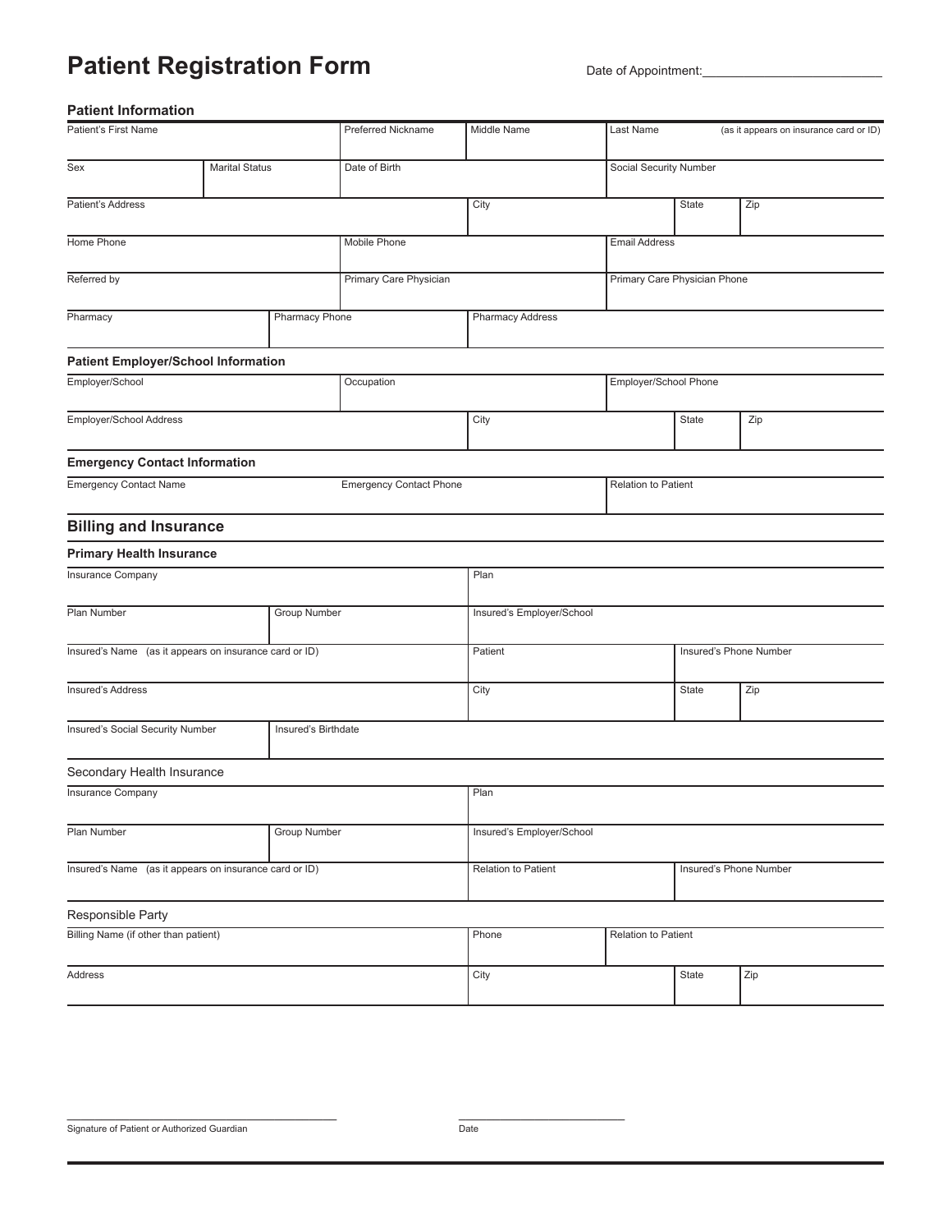# Patient Registration Form

Date of Appointment:\_\_\_\_\_\_\_\_\_\_\_\_\_\_\_\_\_\_\_\_\_\_\_\_\_\_

### Patient Information

| Patient's First Name | | Preferred Nickname | Middle Name | Last Name (as it appears on insurance card or ID) |
|---|---|---|---|---|
| | | | | |

| Sex | Marital Status | Date of Birth | Social Security Number |
|---|---|---|---|
| | | | |

| Patient's Address | City | State | Zip |
|---|---|---|---|
| | | | |

| Home Phone | Mobile Phone | Email Address |
|---|---|---|
| | | |

| Referred by | Primary Care Physician | Primary Care Physician Phone |
|---|---|---|
| | | |

| Pharmacy | Pharmacy Phone | Pharmacy Address |
|---|---|---|
| | | |

### Patient Employer/School Information

| Employer/School | Occupation | Employer/School Phone |
|---|---|---|
| | | |

| Employer/School Address | City | State | Zip |
|---|---|---|---|
| | | | |

### Emergency Contact Information

| Emergency Contact Name | Emergency Contact Phone | Relation to Patient |
|---|---|---|
| | | |

## Billing and Insurance

### Primary Health Insurance

| Insurance Company | Plan |
|---|---|
| | |

| Plan Number | Group Number | Insured's Employer/School |
|---|---|---|
| | | |

| Insured's Name (as it appears on insurance card or ID) | Patient | Insured's Phone Number |
|---|---|---|
| | | |

| Insured's Address | City | State | Zip |
|---|---|---|---|
| | | | |

| Insured's Social Security Number | Insured's Birthdate |
|---|---|
| | |

### Secondary Health Insurance

| Insurance Company | Plan |
|---|---|
| | |

| Plan Number | Group Number | Insured's Employer/School |
|---|---|---|
| | | |

| Insured's Name (as it appears on insurance card or ID) | Relation to Patient | Insured's Phone Number |
|---|---|---|
| | | |

### Responsible Party

| Billing Name (if other than patient) | Phone | Relation to Patient |
|---|---|---|
| | | |

| Address | City | State | Zip |
|---|---|---|---|
| | | | |

\_\_\_\_\_\_\_\_\_\_\_\_\_\_\_\_\_\_\_\_\_\_\_\_\_\_\_\_\_\_\_\_\_\_\_\_\_\_\_\_ \_\_\_\_\_\_\_\_\_\_\_\_\_\_\_\_\_\_\_\_\_\_\_\_\_\_

Signature of Patient or Authorized Guardian Date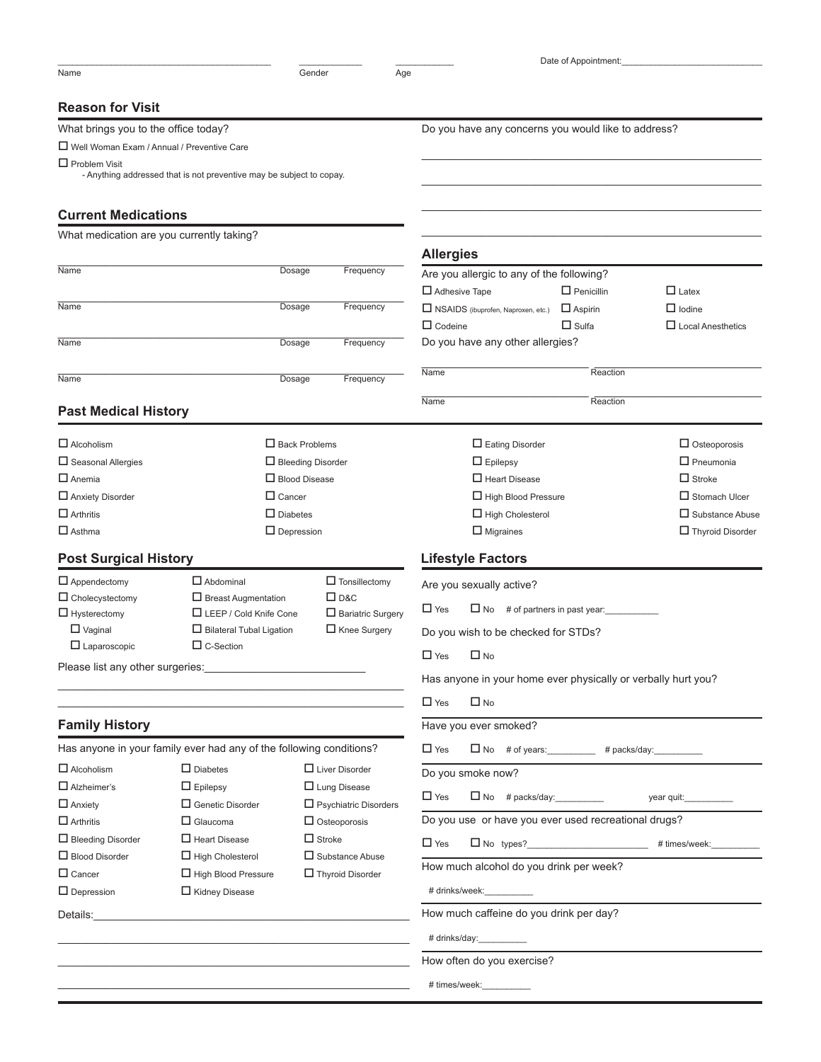Name ______ Gender ______ Age ______ Date of Appointment: ______

## Reason for Visit

What brings you to the office today?

- ☐ Well Woman Exam / Annual / Preventive Care
- ☐ Problem Visit
  - Anything addressed that is not preventive may be subject to copay.

Do you have any concerns you would like to address?

______

______

______

______

## Current Medications

What medication are you currently taking?

| Name | Dosage | Frequency |
|---|---|---|
| | | |
| | | |
| | | |
| | | |

## Allergies

Are you allergic to any of the following?

| | | |
|---|---|---|
| ☐ Adhesive Tape | ☐ Penicillin | ☐ Latex |
| ☐ NSAIDS (ibuprofen, Naproxen, etc.) | ☐ Aspirin | ☐ Iodine |
| ☐ Codeine | ☐ Sulfa | ☐ Local Anesthetics |

Do you have any other allergies?

| Name | Reaction |
|---|---|
| | |
| | |

## Past Medical History

| | | | |
|---|---|---|---|
| ☐ Alcoholism | ☐ Back Problems | ☐ Eating Disorder | ☐ Osteoporosis |
| ☐ Seasonal Allergies | ☐ Bleeding Disorder | ☐ Epilepsy | ☐ Pneumonia |
| ☐ Anemia | ☐ Blood Disease | ☐ Heart Disease | ☐ Stroke |
| ☐ Anxiety Disorder | ☐ Cancer | ☐ High Blood Pressure | ☐ Stomach Ulcer |
| ☐ Arthritis | ☐ Diabetes | ☐ High Cholesterol | ☐ Substance Abuse |
| ☐ Asthma | ☐ Depression | ☐ Migraines | ☐ Thyroid Disorder |

## Post Surgical History

| | | |
|---|---|---|
| ☐ Appendectomy | ☐ Abdominal | ☐ Tonsillectomy |
| ☐ Cholecystectomy | ☐ Breast Augmentation | ☐ D&C |
| ☐ Hysterectomy | ☐ LEEP / Cold Knife Cone | ☐ Bariatric Surgery |
| ☐ Vaginal | ☐ Bilateral Tubal Ligation | ☐ Knee Surgery |
| ☐ Laparoscopic | ☐ C-Section | |

Please list any other surgeries: ______

______

______

## Family History

Has anyone in your family ever had any of the following conditions?

| | | |
|---|---|---|
| ☐ Alcoholism | ☐ Diabetes | ☐ Liver Disorder |
| ☐ Alzheimer's | ☐ Epilepsy | ☐ Lung Disease |
| ☐ Anxiety | ☐ Genetic Disorder | ☐ Psychiatric Disorders |
| ☐ Arthritis | ☐ Glaucoma | ☐ Osteoporosis |
| ☐ Bleeding Disorder | ☐ Heart Disease | ☐ Stroke |
| ☐ Blood Disorder | ☐ High Cholesterol | ☐ Substance Abuse |
| ☐ Cancer | ☐ High Blood Pressure | ☐ Thyroid Disorder |
| ☐ Depression | ☐ Kidney Disease | |

Details: ______

______

______

______

## Lifestyle Factors

Are you sexually active?

☐ Yes ☐ No # of partners in past year: ______

Do you wish to be checked for STDs?

☐ Yes ☐ No

Has anyone in your home ever physically or verbally hurt you?

☐ Yes ☐ No

Have you ever smoked?

☐ Yes ☐ No # of years: ______ # packs/day: ______

Do you smoke now?

☐ Yes ☐ No # packs/day: ______ year quit: ______

Do you use or have you ever used recreational drugs?

☐ Yes ☐ No types? ______ # times/week: ______

How much alcohol do you drink per week?

# drinks/week: ______

How much caffeine do you drink per day?

# drinks/day: ______

How often do you exercise?

# times/week: ______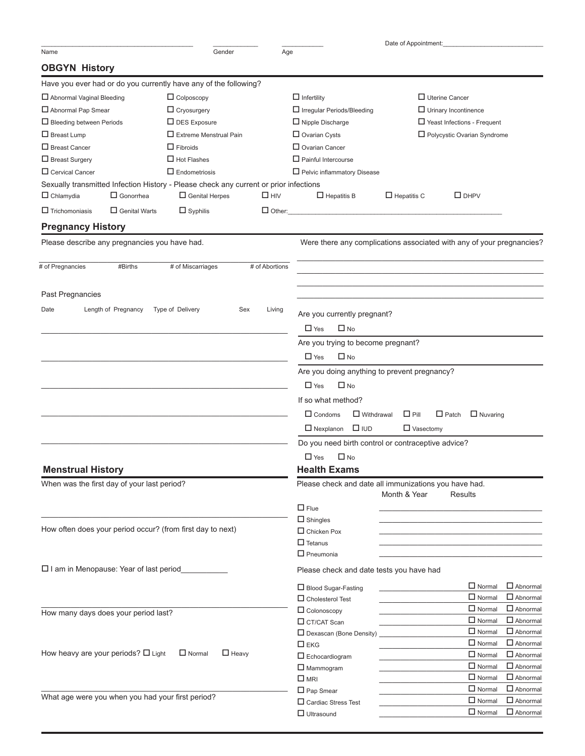Name ______________________ Gender __________ Age __________ Date of Appointment: ______________________

## OBGYN History

Have you ever had or do you currently have any of the following?

- ☐ Abnormal Vaginal Bleeding
- ☐ Abnormal Pap Smear
- ☐ Bleeding between Periods
- ☐ Breast Lump
- ☐ Breast Cancer
- ☐ Breast Surgery
- ☐ Cervical Cancer
- ☐ Colposcopy
- ☐ Cryosurgery
- ☐ DES Exposure
- ☐ Extreme Menstrual Pain
- ☐ Fibroids
- ☐ Hot Flashes
- ☐ Endometriosis
- ☐ Infertility
- ☐ Irregular Periods/Bleeding
- ☐ Nipple Discharge
- ☐ Ovarian Cysts
- ☐ Ovarian Cancer
- ☐ Painful Intercourse
- ☐ Pelvic inflammatory Disease
- ☐ Uterine Cancer
- ☐ Urinary Incontinence
- ☐ Yeast Infections - Frequent
- ☐ Polycystic Ovarian Syndrome

Sexually transmitted Infection History - Please check any current or prior infections

☐ Chlamydia ☐ Gonorrhea ☐ Genital Herpes ☐ HIV ☐ Hepatitis B ☐ Hepatitis C ☐ DHPV

☐ Trichomoniasis ☐ Genital Warts ☐ Syphilis ☐ Other: ______________________

## Pregnancy History

Please describe any pregnancies you have had.

| # of Pregnancies | #Births | # of Miscarriages | # of Abortions |
|---|---|---|---|
| | | | |

Past Pregnancies

| Date | Length of Pregnancy | Type of Delivery | Sex | Living |
|---|---|---|---|---|
| | | | | |
| | | | | |
| | | | | |
| | | | | |
| | | | | |

Were there any complications associated with any of your pregnancies?

______________________

Are you currently pregnant?

☐ Yes ☐ No

Are you trying to become pregnant?

☐ Yes ☐ No

Are you doing anything to prevent pregnancy?

☐ Yes ☐ No

If so what method?

☐ Condoms ☐ Withdrawal ☐ Pill ☐ Patch ☐ Nuvaring

☐ Nexplanon ☐ IUD ☐ Vasectomy

Do you need birth control or contraceptive advice?

☐ Yes ☐ No

## Menstrual History

When was the first day of your last period?

______________________

How often does your period occur? (from first day to next)

☐ I am in Menopause: Year of last period__________

______________________

How many days does your period last?

How heavy are your periods? ☐ Light ☐ Normal ☐ Heavy

______________________

What age were you when you had your first period?

## Health Exams

Please check and date all immunizations you have had.

| Immunization | Month & Year | Results |
|---|---|---|
| ☐ Flue | | |
| ☐ Shingles | | |
| ☐ Chicken Pox | | |
| ☐ Tetanus | | |
| ☐ Pneumonia | | |

Please check and date tests you have had

| Test | Date | Normal | Abnormal |
|---|---|---|---|
| ☐ Blood Sugar-Fasting | | ☐ Normal | ☐ Abnormal |
| ☐ Cholesterol Test | | ☐ Normal | ☐ Abnormal |
| ☐ Colonoscopy | | ☐ Normal | ☐ Abnormal |
| ☐ CT/CAT Scan | | ☐ Normal | ☐ Abnormal |
| ☐ Dexascan (Bone Density) | | ☐ Normal | ☐ Abnormal |
| ☐ EKG | | ☐ Normal | ☐ Abnormal |
| ☐ Echocardiogram | | ☐ Normal | ☐ Abnormal |
| ☐ Mammogram | | ☐ Normal | ☐ Abnormal |
| ☐ MRI | | ☐ Normal | ☐ Abnormal |
| ☐ Pap Smear | | ☐ Normal | ☐ Abnormal |
| ☐ Cardiac Stress Test | | ☐ Normal | ☐ Abnormal |
| ☐ Ultrasound | | ☐ Normal | ☐ Abnormal |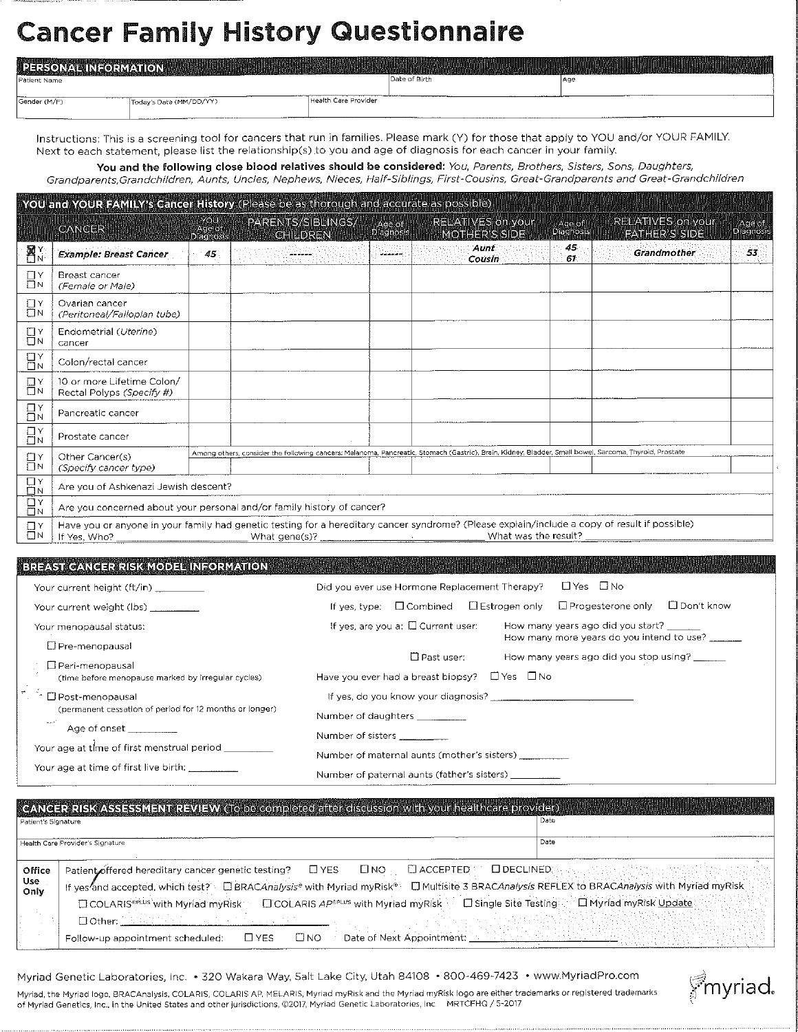# Cancer Family History Questionnaire

## PERSONAL INFORMATION

| Patient Name | | Date of Birth | Age |
|---|---|---|---|
| Gender (M/F) | Today's Date (MM/DD/YY) | Health Care Provider | |

Instructions: This is a screening tool for cancers that run in families. Please mark (Y) for those that apply to YOU and/or YOUR FAMILY. Next to each statement, please list the relationship(s) to you and age of diagnosis for each cancer in your family.

**You and the following close blood relatives should be considered:** *You, Parents, Brothers, Sisters, Sons, Daughters, Grandparents, Grandchildren, Aunts, Uncles, Nephews, Nieces, Half-Siblings, First-Cousins, Great-Grandparents and Great-Grandchildren*

## YOU and YOUR FAMILY's Cancer History (Please be as thorough and accurate as possible)

| | CANCER | YOU Age of Diagnosis | PARENTS/SIBLINGS/ CHILDREN | Age of Diagnosis | RELATIVES on your MOTHER'S SIDE | Age of Diagnosis | RELATIVES on your FATHER'S SIDE | Age of Diagnosis |
|---|---|---|---|---|---|---|---|---|
| ☒ Y ☐ N | ***Example: Breast Cancer*** | ***45*** | ------ | ------ | ***Aunt Cousin*** | ***45 61*** | ***Grandmother*** | ***53*** |
| ☐ Y ☐ N | Breast cancer *(Female or Male)* | | | | | | | |
| ☐ Y ☐ N | Ovarian cancer *(Peritoneal/Fallopian tube)* | | | | | | | |
| ☐ Y ☐ N | Endometrial *(Uterine)* cancer | | | | | | | |
| ☐ Y ☐ N | Colon/rectal cancer | | | | | | | |
| ☐ Y ☐ N | 10 or more Lifetime Colon/ Rectal Polyps *(Specify #)* | | | | | | | |
| ☐ Y ☐ N | Pancreatic cancer | | | | | | | |
| ☐ Y ☐ N | Prostate cancer | | | | | | | |
| ☐ Y ☐ N | Other Cancer(s) *(Specify cancer type)* | Among others, consider the following cancers: Melanoma, Pancreatic, Stomach (Gastric), Brain, Kidney, Bladder, Small bowel, Sarcoma, Thyroid, Prostate | | | | | | |
| ☐ Y ☐ N | Are you of Ashkenazi Jewish descent? | | | | | | | |
| ☐ Y ☐ N | Are you concerned about your personal and/or family history of cancer? | | | | | | | |
| ☐ Y ☐ N | Have you or anyone in your family had genetic testing for a hereditary cancer syndrome? (Please explain/include a copy of result if possible) If Yes, Who? ________ What gene(s)? ________ What was the result? ________ | | | | | | | |

## BREAST CANCER RISK MODEL INFORMATION

Your current height (ft/in) ________

Your current weight (lbs) ________

Your menopausal status:

- ☐ Pre-menopausal
- ☐ Peri-menopausal (time before menopause marked by irregular cycles)
- ☐ Post-menopausal (permanent cessation of period for 12 months or longer)
  - Age of onset ________

Your age at time of first menstrual period ________

Your age at time of first live birth: ________

Did you ever use Hormone Replacement Therapy? ☐ Yes ☐ No

If yes, type: ☐ Combined ☐ Estrogen only ☐ Progesterone only ☐ Don't know

If yes, are you a: ☐ Current user: How many years ago did you start? ________ How many more years do you intend to use? ________

☐ Past user: How many years ago did you stop using? ________

Have you ever had a breast biopsy? ☐ Yes ☐ No

If yes, do you know your diagnosis? ________

Number of daughters ________

Number of sisters ________

Number of maternal aunts (mother's sisters) ________

Number of paternal aunts (father's sisters) ________

## CANCER RISK ASSESSMENT REVIEW (To be completed after discussion with your healthcare provider)

| Patient's Signature | Date |
|---|---|
| Health Care Provider's Signature | Date |

**Office Use Only**

Patient offered hereditary cancer genetic testing? ☐ YES ☐ NO ☐ ACCEPTED ☐ DECLINED

If yes and accepted, which test? ☐ BRAC*Analysis*® with Myriad myRisk® ☐ Multisite 3 BRAC*Analysis* REFLEX to BRAC*Analysis* with Myriad myRisk

☐ COLARIS[PLUS] with Myriad myRisk ☐ COLARIS *AP*[PLUS] with Myriad myRisk ☐ Single Site Testing ☐ Myriad myRisk Update

☐ Other: ________

Follow-up appointment scheduled: ☐ YES ☐ NO Date of Next Appointment: ________

Myriad Genetic Laboratories, Inc. • 320 Wakara Way, Salt Lake City, Utah 84108 • 800-469-7423 • www.MyriadPro.com

Myriad, the Myriad logo, BRACAnalysis, COLARIS, COLARIS AP, MELARIS, Myriad myRisk and the Myriad myRisk logo are either trademarks or registered trademarks of Myriad Genetics, Inc., in the United States and other jurisdictions. ©2017, Myriad Genetic Laboratories, Inc. MRTCFHQ / 5-2017

myriad.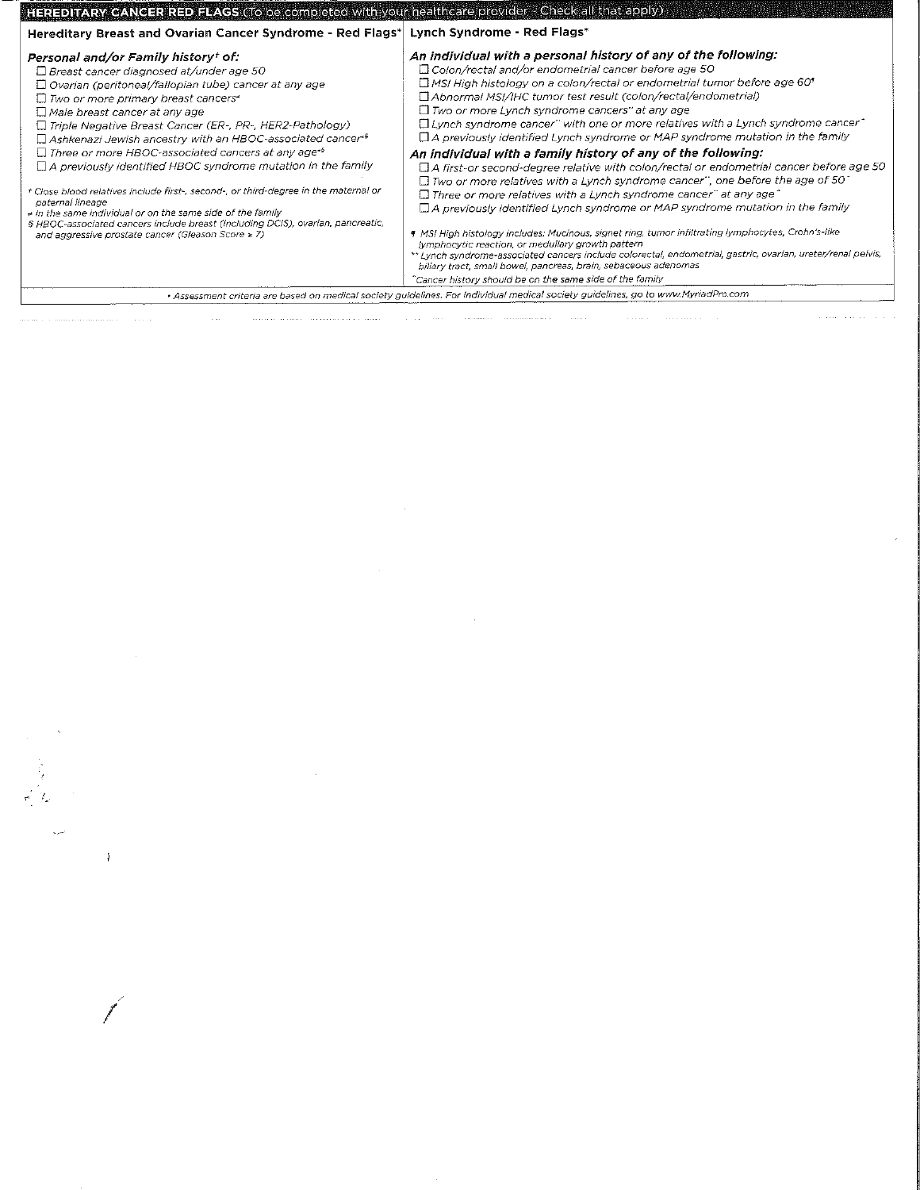## HEREDITARY CANCER RED FLAGS (To be completed with your healthcare provider - Check all that apply)

### Hereditary Breast and Ovarian Cancer Syndrome - Red Flags*

***Personal and/or Family history† of:***

- ☐ *Breast cancer diagnosed at/under age 50*
- ☐ *Ovarian (peritoneal/fallopian tube) cancer at any age*
- ☐ *Two or more primary breast cancers*ᵩ
- ☐ *Male breast cancer at any age*
- ☐ *Triple Negative Breast Cancer (ER-, PR-, HER2-Pathology)*
- ☐ *Ashkenazi Jewish ancestry with an HBOC-associated cancer*ᵩ§
- ☐ *Three or more HBOC-associated cancers at any age*ᵩ§
- ☐ *A previously identified HBOC syndrome mutation in the family*

*† Close blood relatives include first-, second-, or third-degree in the maternal or paternal lineage*
*ᵩ In the same individual or on the same side of the family*
*§ HBOC-associated cancers include breast (including DCIS), ovarian, pancreatic, and aggressive prostate cancer (Gleason Score ≥ 7)*

### Lynch Syndrome - Red Flags*

***An individual with a personal history of any of the following:***

- ☐ *Colon/rectal and/or endometrial cancer before age 50*
- ☐ *MSI High histology on a colon/rectal or endometrial tumor before age 60*¶
- ☐ *Abnormal MSI/IHC tumor test result (colon/rectal/endometrial)*
- ☐ *Two or more Lynch syndrome cancers** at any age*
- ☐ *Lynch syndrome cancer** with one or more relatives with a Lynch syndrome cancer*^
- ☐ *A previously identified Lynch syndrome or MAP syndrome mutation in the family*

***An individual with a family history of any of the following:***

- ☐ *A first-or second-degree relative with colon/rectal or endometrial cancer before age 50*
- ☐ *Two or more relatives with a Lynch syndrome cancer**, one before the age of 50*^
- ☐ *Three or more relatives with a Lynch syndrome cancer** at any age*^
- ☐ *A previously identified Lynch syndrome or MAP syndrome mutation in the family*

*¶ MSI High histology includes: Mucinous, signet ring, tumor infiltrating lymphocytes, Crohn's-like lymphocytic reaction, or medullary growth pattern*
*** Lynch syndrome-associated cancers include colorectal, endometrial, gastric, ovarian, ureter/renal pelvis, biliary tract, small bowel, pancreas, brain, sebaceous adenomas*
*^Cancer history should be on the same side of the family*

*• Assessment criteria are based on medical society guidelines. For individual medical society guidelines, go to www.MyriadPro.com*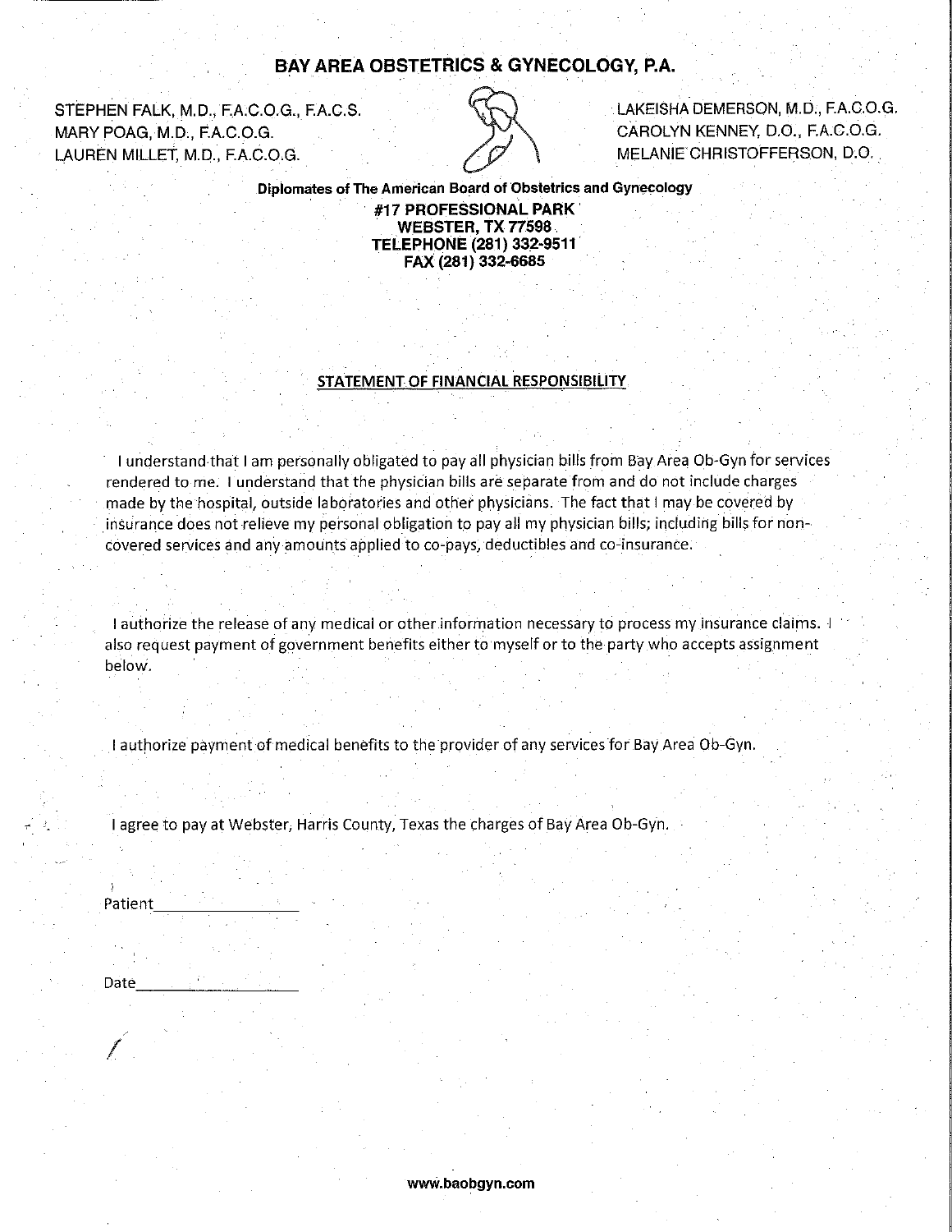# BAY AREA OBSTETRICS & GYNECOLOGY, P.A.

STEPHEN FALK, M.D., F.A.C.O.G., F.A.C.S.
MARY POAG, M.D., F.A.C.O.G.
LAUREN MILLET, M.D., F.A.C.O.G.

LAKEISHA DEMERSON, M.D., F.A.C.O.G.
CAROLYN KENNEY, D.O., F.A.C.O.G.
MELANIE CHRISTOFFERSON, D.O.

**Diplomates of The American Board of Obstetrics and Gynecology**
**#17 PROFESSIONAL PARK**
**WEBSTER, TX 77598**
**TELEPHONE (281) 332-9511**
**FAX (281) 332-6685**

## STATEMENT OF FINANCIAL RESPONSIBILITY

I understand that I am personally obligated to pay all physician bills from Bay Area Ob-Gyn for services rendered to me. I understand that the physician bills are separate from and do not include charges made by the hospital, outside laboratories and other physicians. The fact that I may be covered by insurance does not relieve my personal obligation to pay all my physician bills; including bills for non-covered services and any amounts applied to co-pays, deductibles and co-insurance.

I authorize the release of any medical or other information necessary to process my insurance claims. I also request payment of government benefits either to myself or to the party who accepts assignment below.

I authorize payment of medical benefits to the provider of any services for Bay Area Ob-Gyn.

I agree to pay at Webster, Harris County, Texas the charges of Bay Area Ob-Gyn.

Patient________________

Date________________

**www.baobgyn.com**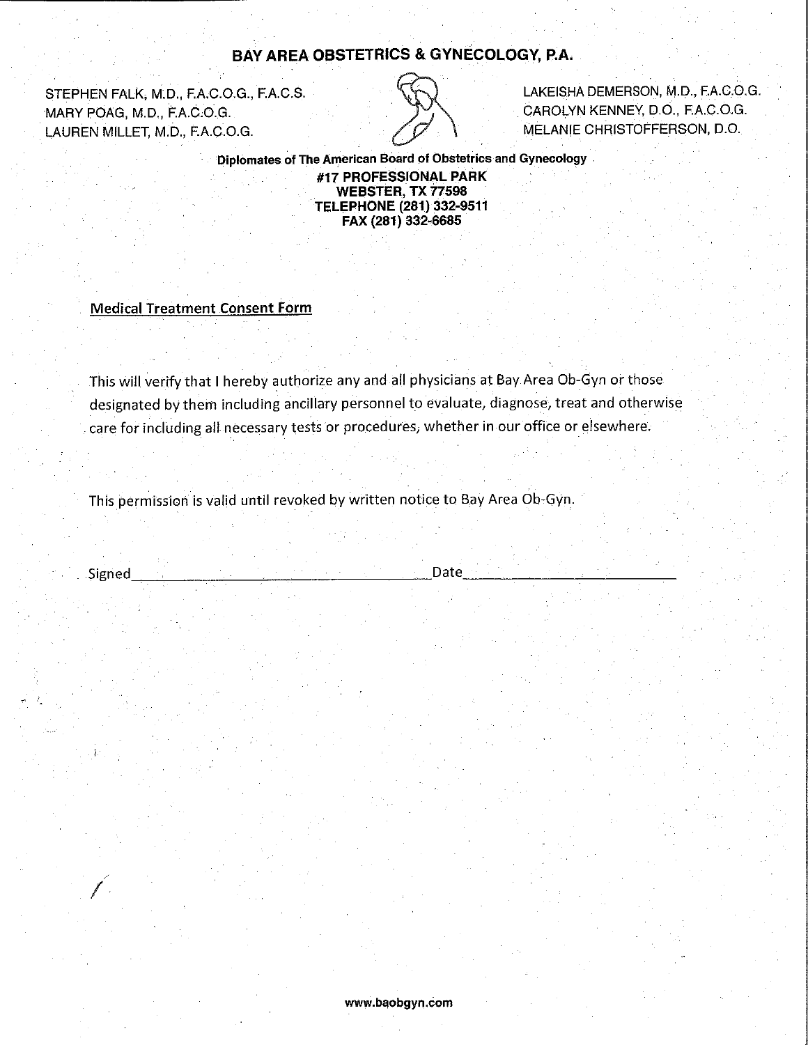# BAY AREA OBSTETRICS & GYNECOLOGY, P.A.

STEPHEN FALK, M.D., F.A.C.O.G., F.A.C.S.
MARY POAG, M.D., F.A.C.O.G.
LAUREN MILLET, M.D., F.A.C.O.G.

LAKEISHA DEMERSON, M.D., F.A.C.O.G.
CAROLYN KENNEY, D.O., F.A.C.O.G.
MELANIE CHRISTOFFERSON, D.O.

**Diplomates of The American Board of Obstetrics and Gynecology**
**#17 PROFESSIONAL PARK**
**WEBSTER, TX 77598**
**TELEPHONE (281) 332-9511**
**FAX (281) 332-6685**

## Medical Treatment Consent Form

This will verify that I hereby authorize any and all physicians at Bay Area Ob-Gyn or those designated by them including ancillary personnel to evaluate, diagnose, treat and otherwise care for including all necessary tests or procedures, whether in our office or elsewhere.

This permission is valid until revoked by written notice to Bay Area Ob-Gyn.

Signed\_\_\_\_\_\_\_\_\_\_\_\_\_\_\_\_\_\_\_\_\_\_\_\_\_\_\_\_\_\_\_\_\_\_\_\_ Date\_\_\_\_\_\_\_\_\_\_\_\_\_\_\_\_\_\_\_\_\_\_\_\_

www.baobgyn.com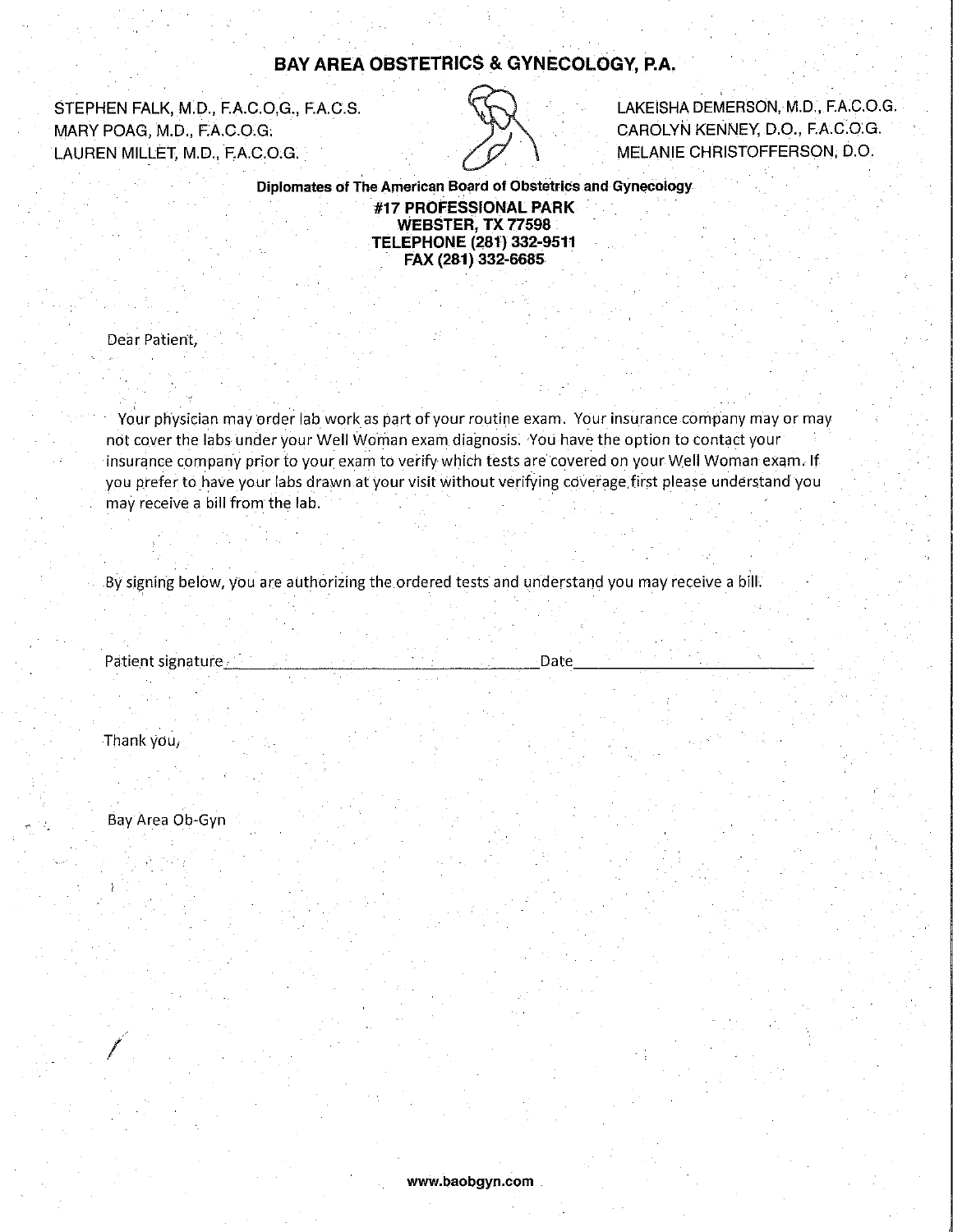# BAY AREA OBSTETRICS & GYNECOLOGY, P.A.

STEPHEN FALK, M.D., F.A.C.O.G., F.A.C.S.
MARY POAG, M.D., F.A.C.O.G.
LAUREN MILLET, M.D., F.A.C.O.G.

LAKEISHA DEMERSON, M.D., F.A.C.O.G.
CAROLYN KENNEY, D.O., F.A.C.O.G.
MELANIE CHRISTOFFERSON, D.O.

**Diplomates of The American Board of Obstetrics and Gynecology**
**#17 PROFESSIONAL PARK**
**WEBSTER, TX 77598**
**TELEPHONE (281) 332-9511**
**FAX (281) 332-6685**

Dear Patient,

Your physician may order lab work as part of your routine exam. Your insurance company may or may not cover the labs under your Well Woman exam diagnosis. You have the option to contact your insurance company prior to your exam to verify which tests are covered on your Well Woman exam. If you prefer to have your labs drawn at your visit without verifying coverage first please understand you may receive a bill from the lab.

By signing below, you are authorizing the ordered tests and understand you may receive a bill.

Patient signature_______________________________________Date_____________________________

Thank you,

Bay Area Ob-Gyn

**www.baobgyn.com**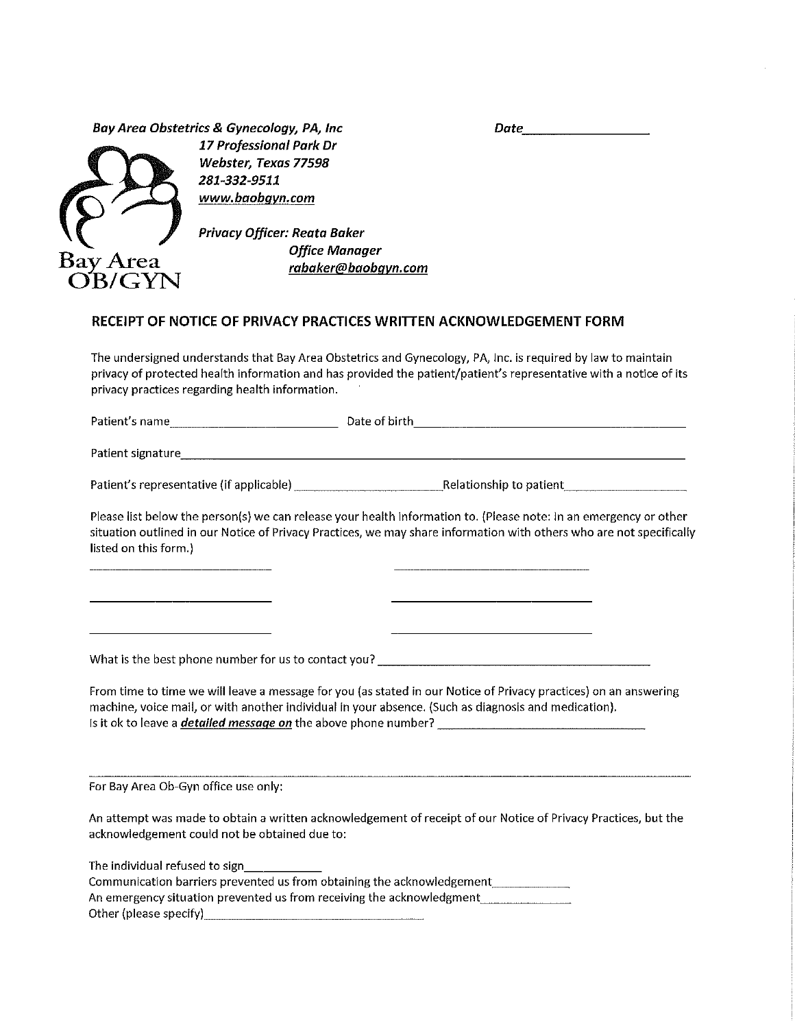***Bay Area Obstetrics & Gynecology, PA, Inc***
***17 Professional Park Dr***
***Webster, Texas 77598***
***281-332-9511***
***www.baobgyn.com***

***Privacy Officer: Reata Baker***
***Office Manager***
***rabaker@baobgyn.com***

***Date*__________________**

Bay Area
OB/GYN

## RECEIPT OF NOTICE OF PRIVACY PRACTICES WRITTEN ACKNOWLEDGEMENT FORM

The undersigned understands that Bay Area Obstetrics and Gynecology, PA, Inc. is required by law to maintain privacy of protected health information and has provided the patient/patient's representative with a notice of its privacy practices regarding health information.

Patient's name__________________________ Date of birth__________________________________________

Patient signature________________________________________________________________________________

Patient's representative (if applicable) _______________________Relationship to patient___________________

Please list below the person(s) we can release your health information to. (Please note: In an emergency or other situation outlined in our Notice of Privacy Practices, we may share information with others who are not specifically listed on this form.)

_____________________________ _____________________________

_____________________________ _____________________________

_____________________________ _____________________________

What is the best phone number for us to contact you? __________________________________________

From time to time we will leave a message for you (as stated in our Notice of Privacy practices) on an answering machine, voice mail, or with another individual in your absence. (Such as diagnosis and medication).
Is it ok to leave a ***detailed message on*** the above phone number? ________________________________

---

For Bay Area Ob-Gyn office use only:

An attempt was made to obtain a written acknowledgement of receipt of our Notice of Privacy Practices, but the acknowledgement could not be obtained due to:

The individual refused to sign____________
Communication barriers prevented us from obtaining the acknowledgement____________
An emergency situation prevented us from receiving the acknowledgment______________
Other (please specify)________________________________________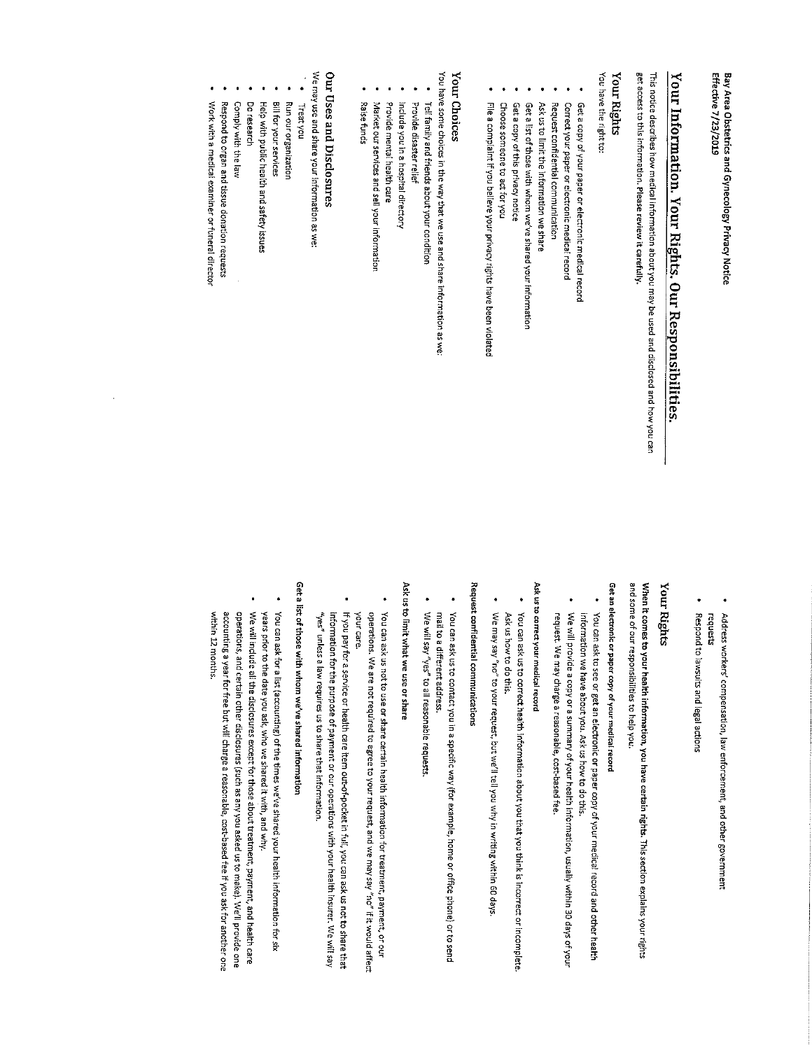Bay Area Obstetrics and Gynecology Privacy Notice
Effective 7/23/2019

# Your Information. Your Rights. Our Responsibilities.

This notice describes how medical information about you may be used and disclosed and how you can get access to this information. **Please review it carefully.**

## Your Rights

You have the right to:

- Get a copy of your paper or electronic medical record
- Correct your paper or electronic medical record
- Request confidential communication
- Ask us to limit the information we share
- Get a list of those with whom we've shared your information
- Get a copy of this privacy notice
- Choose someone to act for you
- File a complaint if you believe your privacy rights have been violated

## Your Choices

You have some choices in the way that we use and share information as we:

- Tell family and friends about your condition
- Provide disaster relief
- Include you in a hospital directory
- Provide mental health care
- Market our services and sell your information
- Raise funds

## Our Uses and Disclosures

We may use and share your information as we:

- Treat you
- Run our organization
- Bill for your services
- Help with public health and safety issues
- Do research
- Comply with the law
- Respond to organ and tissue donation requests
- Work with a medical examiner or funeral director
- Address workers' compensation, law enforcement, and other government requests
- Respond to lawsuits and legal actions

## Your Rights

**When it comes to your health information, you have certain rights.** This section explains your rights and some of our responsibilities to help you.

**Get an electronic or paper copy of your medical record**

- You can ask to see or get an electronic or paper copy of your medical record and other health information we have about you. Ask us how to do this.
- We will provide a copy or a summary of your health information, usually within 30 days of your request. We may charge a reasonable, cost-based fee.

**Ask us to correct your medical record**

- You can ask us to correct health information about you that you think is incorrect or incomplete. Ask us how to do this.
- We may say "no" to your request, but we'll tell you why in writing within 60 days.

**Request confidential communications**

- You can ask us to contact you in a specific way (for example, home or office phone) or to send mail to a different address.
- We will say "yes" to all reasonable requests.

**Ask us to limit what we use or share**

- You can ask us not to use or share certain health information for treatment, payment, or our operations. We are not required to agree to your request, and we may say "no" if it would affect your care.
- If you pay for a service or health care item out-of-pocket in full, you can ask us not to share that information for the purpose of payment or our operations with your health insurer. We will say "yes" unless a law requires us to share that information.

**Get a list of those with whom we've shared information**

- You can ask for a list (accounting) of the times we've shared your health information for six years prior to the date you ask, who we shared it with, and why.
- We will include all the disclosures except for those about treatment, payment, and health care operations, and certain other disclosures (such as any you asked us to make). We'll provide one accounting a year for free but will charge a reasonable, cost-based fee if you ask for another one within 12 months.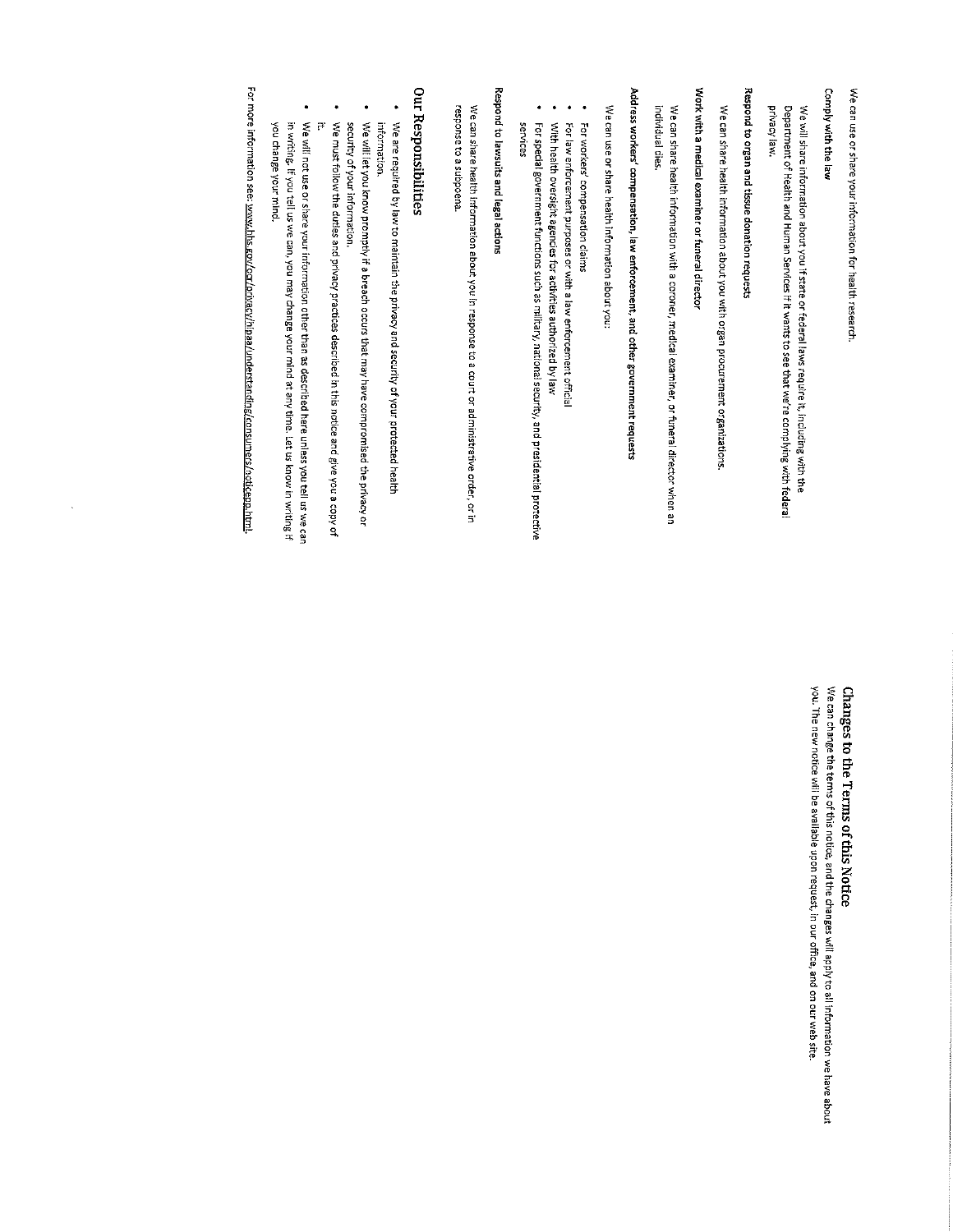We can use or share your information for health research.

**Comply with the law**

We will share information about you if state or federal laws require it, including with the Department of Health and Human Services if it wants to see that we're complying with federal privacy law.

**Respond to organ and tissue donation requests**

We can share health information about you with organ procurement organizations.

**Work with a medical examiner or funeral director**

We can share health information with a coroner, medical examiner, or funeral director when an individual dies.

**Address workers' compensation, law enforcement, and other government requests**

We can use or share health information about you:

- For workers' compensation claims
- For law enforcement purposes or with a law enforcement official
- With health oversight agencies for activities authorized by law
- For special government functions such as military, national security, and presidential protective services

**Respond to lawsuits and legal actions**

We can share health information about you in response to a court or administrative order, or in response to a subpoena.

## Our Responsibilities

- We are required by law to maintain the privacy and security of your protected health information.
- We will let you know promptly if a breach occurs that may have compromised the privacy or security of your information.
- We must follow the duties and privacy practices described in this notice and give you a copy of it.
- We will not use or share your information other than as described here unless you tell us we can in writing. If you tell us we can, you may change your mind at any time. Let us know in writing if you change your mind.

For more information see: www.hhs.gov/ocr/privacy/hipaa/understanding/consumers/noticepp.html.

## Changes to the Terms of this Notice

We can change the terms of this notice, and the changes will apply to all information we have about you. The new notice will be available upon request, in our office, and on our web site.